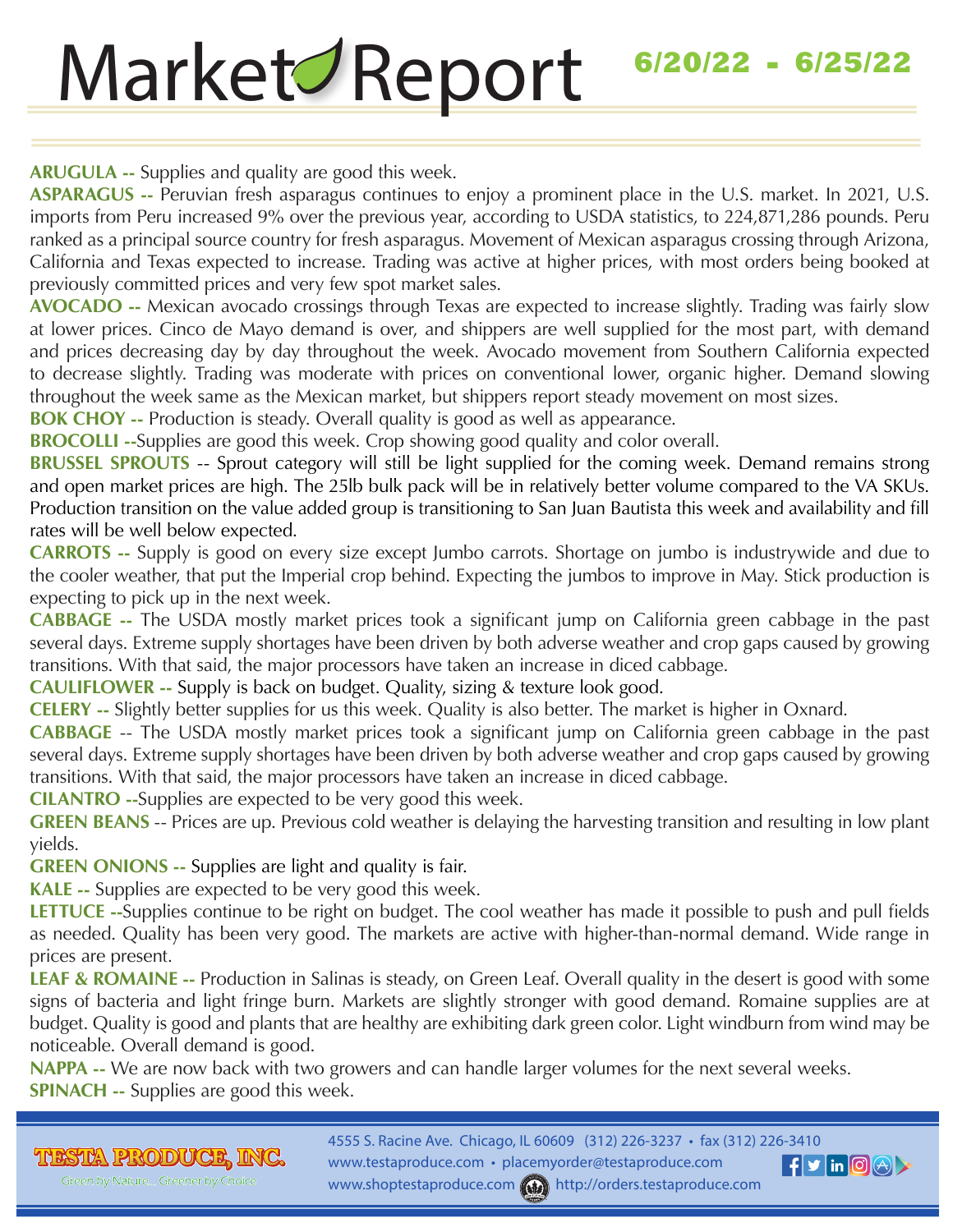# Market Report

**6/20/22 - 6/25/22**

**ARUGULA --** Supplies and quality are good this week.

**ASPARAGUS --** Peruvian fresh asparagus continues to enjoy a prominent place in the U.S. market. In 2021, U.S. imports from Peru increased 9% over the previous year, according to USDA statistics, to 224,871,286 pounds. Peru ranked as a principal source country for fresh asparagus. Movement of Mexican asparagus crossing through Arizona, California and Texas expected to increase. Trading was active at higher prices, with most orders being booked at previously committed prices and very few spot market sales.

**AVOCADO --** Mexican avocado crossings through Texas are expected to increase slightly. Trading was fairly slow at lower prices. Cinco de Mayo demand is over, and shippers are well supplied for the most part, with demand and prices decreasing day by day throughout the week. Avocado movement from Southern California expected to decrease slightly. Trading was moderate with prices on conventional lower, organic higher. Demand slowing throughout the week same as the Mexican market, but shippers report steady movement on most sizes.

**BOK CHOY --** Production is steady. Overall quality is good as well as appearance.

**BROCOLLI --**Supplies are good this week. Crop showing good quality and color overall.

**BRUSSEL SPROUTS** -- Sprout category will still be light supplied for the coming week. Demand remains strong and open market prices are high. The 25lb bulk pack will be in relatively better volume compared to the VA SKUs. Production transition on the value added group is transitioning to San Juan Bautista this week and availability and fill rates will be well below expected.

**CARROTS --** Supply is good on every size except Jumbo carrots. Shortage on jumbo is industrywide and due to the cooler weather, that put the Imperial crop behind. Expecting the jumbos to improve in May. Stick production is expecting to pick up in the next week.

**CABBAGE --** The USDA mostly market prices took a significant jump on California green cabbage in the past several days. Extreme supply shortages have been driven by both adverse weather and crop gaps caused by growing transitions. With that said, the major processors have taken an increase in diced cabbage.

**CAULIFLOWER --** Supply is back on budget. Quality, sizing & texture look good.

**CELERY --** Slightly better supplies for us this week. Quality is also better. The market is higher in Oxnard.

**CABBAGE** -- The USDA mostly market prices took a significant jump on California green cabbage in the past several days. Extreme supply shortages have been driven by both adverse weather and crop gaps caused by growing transitions. With that said, the major processors have taken an increase in diced cabbage.

**CILANTRO --**Supplies are expected to be very good this week.

**GREEN BEANS** -- Prices are up. Previous cold weather is delaying the harvesting transition and resulting in low plant yields.

**GREEN ONIONS --** Supplies are light and quality is fair.

**KALE --** Supplies are expected to be very good this week.

**LETTUCE --**Supplies continue to be right on budget. The cool weather has made it possible to push and pull fields as needed. Quality has been very good. The markets are active with higher-than-normal demand. Wide range in prices are present.

**LEAF & ROMAINE --** Production in Salinas is steady, on Green Leaf. Overall quality in the desert is good with some signs of bacteria and light fringe burn. Markets are slightly stronger with good demand. Romaine supplies are at budget. Quality is good and plants that are healthy are exhibiting dark green color. Light windburn from wind may be noticeable. Overall demand is good.

**NAPPA --** We are now back with two growers and can handle larger volumes for the next several weeks.

**SPINACH --** Supplies are good this week.

**TESTA PRODUCE, INC.**
Green by Nature... Greener by Choice

4555 S. Racine Ave. Chicago, IL 60609 (312) 226-3237 • fax (312) 226-3410
www.testaproduce.com • placemyorder@testaproduce.com
www.shoptestaproduce.com http://orders.testaproduce.com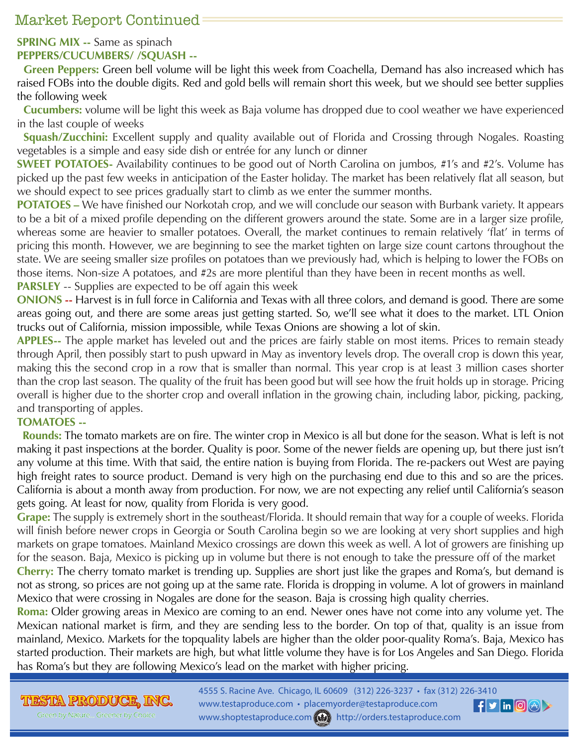## Market Report Continued

**SPRING MIX --** Same as spinach

**PEPPERS/CUCUMBERS/ /SQUASH --**

**Green Peppers:** Green bell volume will be light this week from Coachella, Demand has also increased which has raised FOBs into the double digits. Red and gold bells will remain short this week, but we should see better supplies the following week

**Cucumbers:** volume will be light this week as Baja volume has dropped due to cool weather we have experienced in the last couple of weeks

**Squash/Zucchini:** Excellent supply and quality available out of Florida and Crossing through Nogales. Roasting vegetables is a simple and easy side dish or entrée for any lunch or dinner

**SWEET POTATOES-** Availability continues to be good out of North Carolina on jumbos, #1's and #2's. Volume has picked up the past few weeks in anticipation of the Easter holiday. The market has been relatively flat all season, but we should expect to see prices gradually start to climb as we enter the summer months.

**POTATOES –** We have finished our Norkotah crop, and we will conclude our season with Burbank variety. It appears to be a bit of a mixed profile depending on the different growers around the state. Some are in a larger size profile, whereas some are heavier to smaller potatoes. Overall, the market continues to remain relatively 'flat' in terms of pricing this month. However, we are beginning to see the market tighten on large size count cartons throughout the state. We are seeing smaller size profiles on potatoes than we previously had, which is helping to lower the FOBs on those items. Non-size A potatoes, and #2s are more plentiful than they have been in recent months as well.

**PARSLEY** -- Supplies are expected to be off again this week

**ONIONS --** Harvest is in full force in California and Texas with all three colors, and demand is good. There are some areas going out, and there are some areas just getting started. So, we'll see what it does to the market. LTL Onion trucks out of California, mission impossible, while Texas Onions are showing a lot of skin.

**APPLES--** The apple market has leveled out and the prices are fairly stable on most items. Prices to remain steady through April, then possibly start to push upward in May as inventory levels drop. The overall crop is down this year, making this the second crop in a row that is smaller than normal. This year crop is at least 3 million cases shorter than the crop last season. The quality of the fruit has been good but will see how the fruit holds up in storage. Pricing overall is higher due to the shorter crop and overall inflation in the growing chain, including labor, picking, packing, and transporting of apples.

**TOMATOES --**

**Rounds:** The tomato markets are on fire. The winter crop in Mexico is all but done for the season. What is left is not making it past inspections at the border. Quality is poor. Some of the newer fields are opening up, but there just isn't any volume at this time. With that said, the entire nation is buying from Florida. The re-packers out West are paying high freight rates to source product. Demand is very high on the purchasing end due to this and so are the prices. California is about a month away from production. For now, we are not expecting any relief until California's season gets going. At least for now, quality from Florida is very good.

**Grape:** The supply is extremely short in the southeast/Florida. It should remain that way for a couple of weeks. Florida will finish before newer crops in Georgia or South Carolina begin so we are looking at very short supplies and high markets on grape tomatoes. Mainland Mexico crossings are down this week as well. A lot of growers are finishing up for the season. Baja, Mexico is picking up in volume but there is not enough to take the pressure off of the market

**Cherry:** The cherry tomato market is trending up. Supplies are short just like the grapes and Roma's, but demand is not as strong, so prices are not going up at the same rate. Florida is dropping in volume. A lot of growers in mainland Mexico that were crossing in Nogales are done for the season. Baja is crossing high quality cherries.

**Roma:** Older growing areas in Mexico are coming to an end. Newer ones have not come into any volume yet. The Mexican national market is firm, and they are sending less to the border. On top of that, quality is an issue from mainland, Mexico. Markets for the topquality labels are higher than the older poor-quality Roma's. Baja, Mexico has started production. Their markets are high, but what little volume they have is for Los Angeles and San Diego. Florida has Roma's but they are following Mexico's lead on the market with higher pricing.

**TESTA PRODUCE, INC.**
Green by Nature... Greener by Choice

4555 S. Racine Ave. Chicago, IL 60609 (312) 226-3237 • fax (312) 226-3410
www.testaproduce.com • placemyorder@testaproduce.com
www.shoptestaproduce.com http://orders.testaproduce.com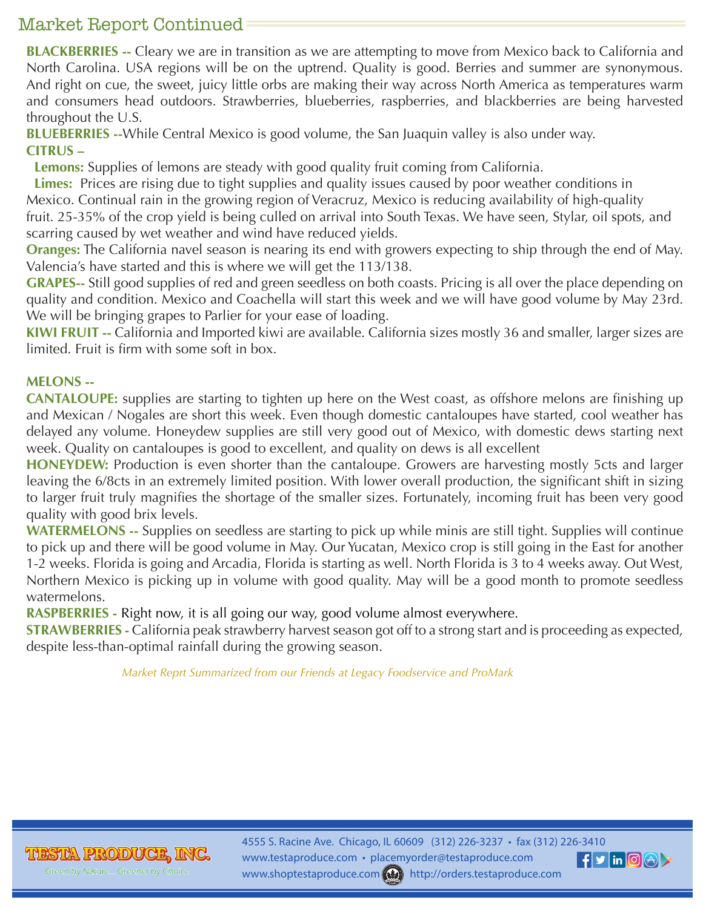## Market Report Continued

**BLACKBERRIES --** Cleary we are in transition as we are attempting to move from Mexico back to California and North Carolina. USA regions will be on the uptrend. Quality is good. Berries and summer are synonymous. And right on cue, the sweet, juicy little orbs are making their way across North America as temperatures warm and consumers head outdoors. Strawberries, blueberries, raspberries, and blackberries are being harvested throughout the U.S.

**BLUEBERRIES --**While Central Mexico is good volume, the San Juaquin valley is also under way.

**CITRUS –**

**Lemons:** Supplies of lemons are steady with good quality fruit coming from California.

**Limes:** Prices are rising due to tight supplies and quality issues caused by poor weather conditions in Mexico. Continual rain in the growing region of Veracruz, Mexico is reducing availability of high-quality fruit. 25-35% of the crop yield is being culled on arrival into South Texas. We have seen, Stylar, oil spots, and scarring caused by wet weather and wind have reduced yields.

**Oranges:** The California navel season is nearing its end with growers expecting to ship through the end of May. Valencia's have started and this is where we will get the 113/138.

**GRAPES--** Still good supplies of red and green seedless on both coasts. Pricing is all over the place depending on quality and condition. Mexico and Coachella will start this week and we will have good volume by May 23rd. We will be bringing grapes to Parlier for your ease of loading.

**KIWI FRUIT --** California and Imported kiwi are available. California sizes mostly 36 and smaller, larger sizes are limited. Fruit is firm with some soft in box.

**MELONS --**

**CANTALOUPE:** supplies are starting to tighten up here on the West coast, as offshore melons are finishing up and Mexican / Nogales are short this week. Even though domestic cantaloupes have started, cool weather has delayed any volume. Honeydew supplies are still very good out of Mexico, with domestic dews starting next week. Quality on cantaloupes is good to excellent, and quality on dews is all excellent

**HONEYDEW:** Production is even shorter than the cantaloupe. Growers are harvesting mostly 5cts and larger leaving the 6/8cts in an extremely limited position. With lower overall production, the significant shift in sizing to larger fruit truly magnifies the shortage of the smaller sizes. Fortunately, incoming fruit has been very good quality with good brix levels.

**WATERMELONS --** Supplies on seedless are starting to pick up while minis are still tight. Supplies will continue to pick up and there will be good volume in May. Our Yucatan, Mexico crop is still going in the East for another 1-2 weeks. Florida is going and Arcadia, Florida is starting as well. North Florida is 3 to 4 weeks away. Out West, Northern Mexico is picking up in volume with good quality. May will be a good month to promote seedless watermelons.

**RASPBERRIES -** Right now, it is all going our way, good volume almost everywhere.

**STRAWBERRIES -** California peak strawberry harvest season got off to a strong start and is proceeding as expected, despite less-than-optimal rainfall during the growing season.

*Market Reprt Summarized from our Friends at Legacy Foodservice and ProMark*

TESTA PRODUCE, INC.
Green by Nature... Greener by Choice

4555 S. Racine Ave. Chicago, IL 60609 (312) 226-3237 • fax (312) 226-3410
www.testaproduce.com • placemyorder@testaproduce.com
www.shoptestaproduce.com http://orders.testaproduce.com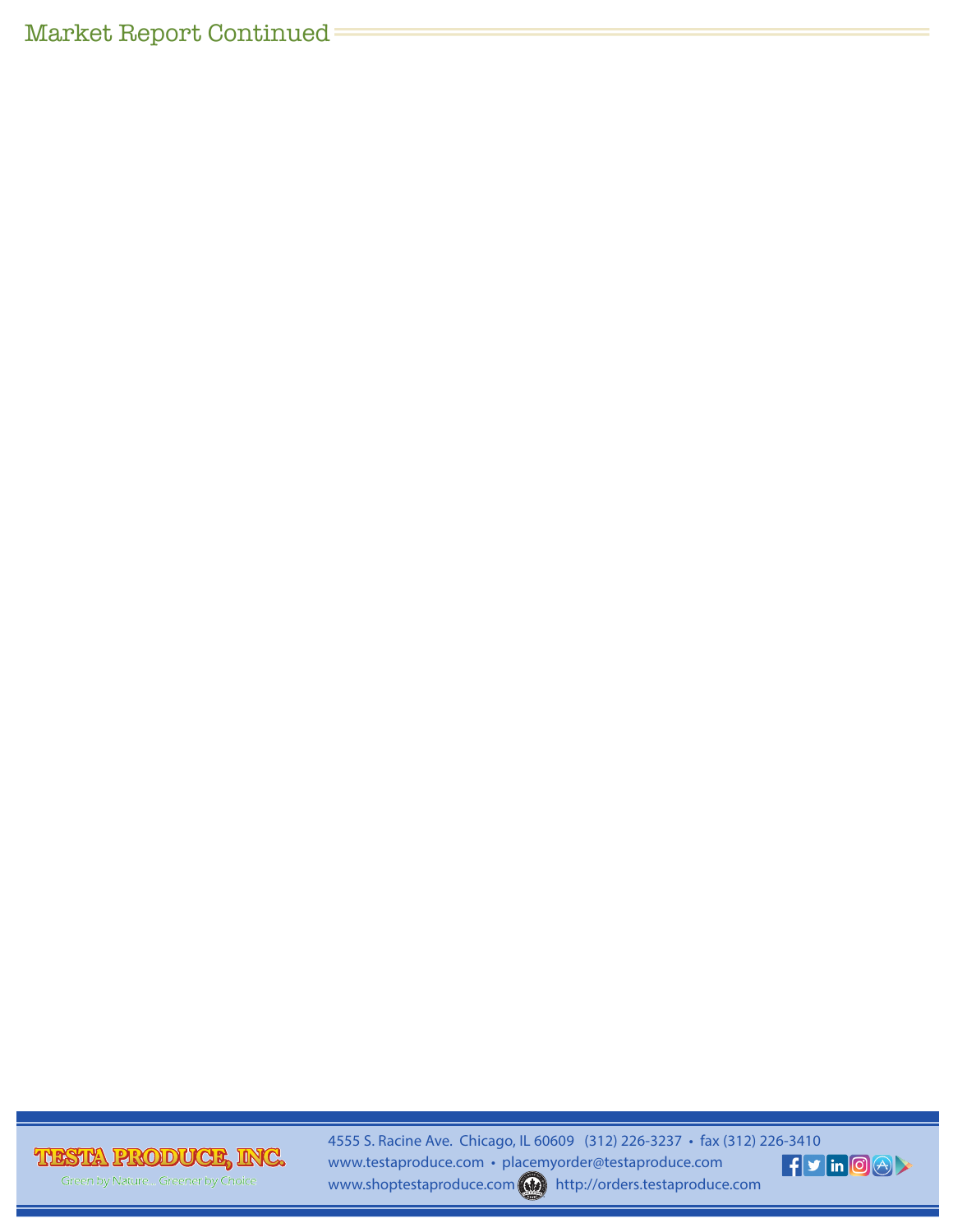## Market Report Continued

**TESTA PRODUCE, INC.**

Green by Nature... Greener by Choice

4555 S. Racine Ave. Chicago, IL 60609 (312) 226-3237 • fax (312) 226-3410

www.testaproduce.com • placemyorder@testaproduce.com

www.shoptestaproduce.com http://orders.testaproduce.com